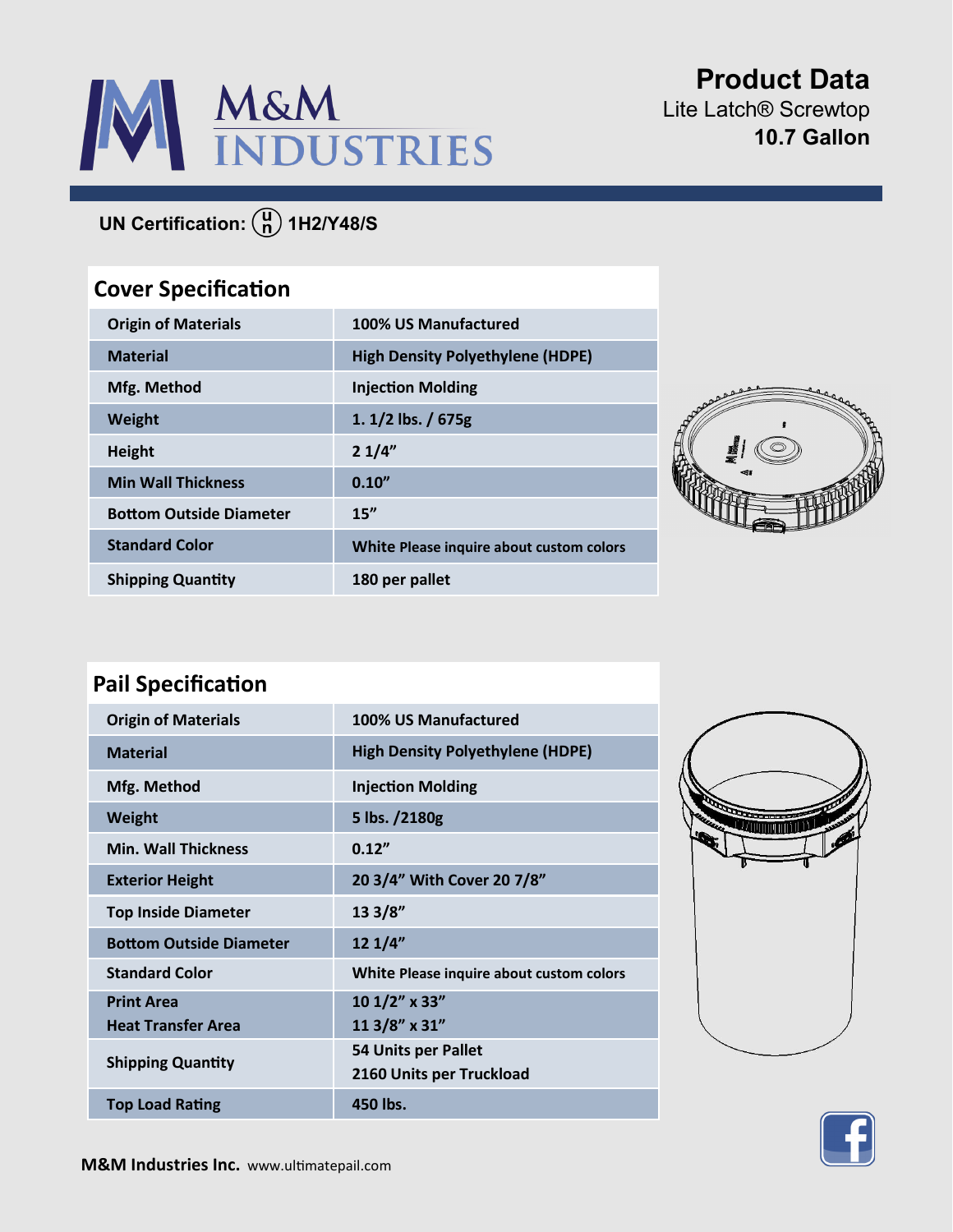# M&M INDUSTRIES

## Product Data

Lite Latch® Screwtop

**10.7 Gallon**

**UN Certification:** (u/n) **1H2/Y48/S**

## Cover Specification

| | |
|---|---|
| Origin of Materials | 100% US Manufactured |
| Material | High Density Polyethylene (HDPE) |
| Mfg. Method | Injection Molding |
| Weight | 1. 1/2 lbs. / 675g |
| Height | 2 1/4" |
| Min Wall Thickness | 0.10" |
| Bottom Outside Diameter | 15" |
| Standard Color | White Please inquire about custom colors |
| Shipping Quantity | 180 per pallet |

## Pail Specification

| | |
|---|---|
| Origin of Materials | 100% US Manufactured |
| Material | High Density Polyethylene (HDPE) |
| Mfg. Method | Injection Molding |
| Weight | 5 lbs. /2180g |
| Min. Wall Thickness | 0.12" |
| Exterior Height | 20 3/4" With Cover 20 7/8" |
| Top Inside Diameter | 13 3/8" |
| Bottom Outside Diameter | 12 1/4" |
| Standard Color | White Please inquire about custom colors |
| Print Area<br>Heat Transfer Area | 10 1/2" x 33"<br>11 3/8" x 31" |
| Shipping Quantity | 54 Units per Pallet<br>2160 Units per Truckload |
| Top Load Rating | 450 lbs. |

**M&M Industries Inc.** www.ultimatepail.com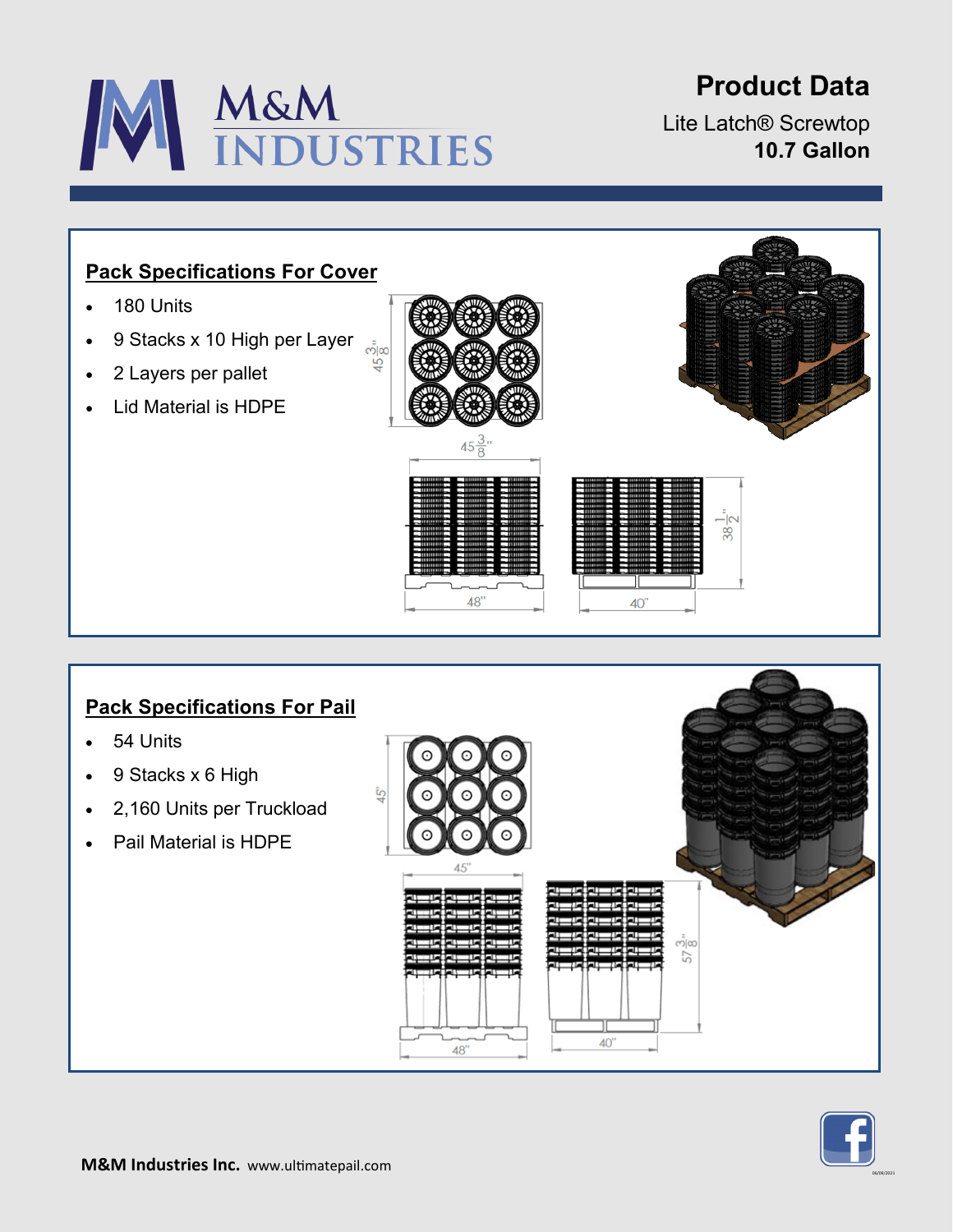# Product Data

Lite Latch® Screwtop
**10.7 Gallon**

## Pack Specifications For Cover

- 180 Units
- 9 Stacks x 10 High per Layer
- 2 Layers per pallet
- Lid Material is HDPE

45 3/8"

45 3/8"

48"

40"

38 1/2"

## Pack Specifications For Pail

- 54 Units
- 9 Stacks x 6 High
- 2,160 Units per Truckload
- Pail Material is HDPE

45"

45"

48"

40"

57 3/8"

**M&M Industries Inc.** www.ultimatepail.com

06/09/2021